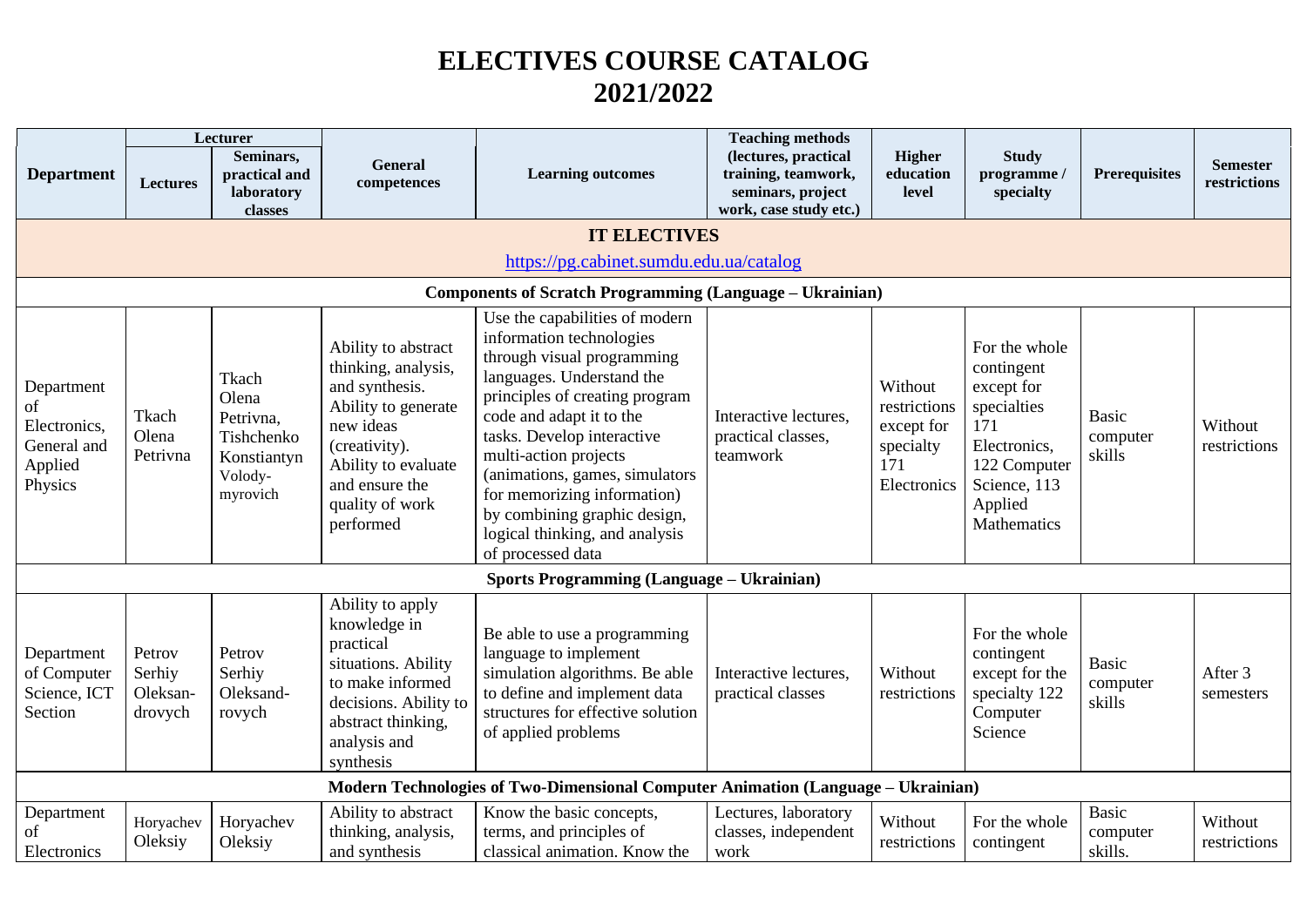# ELECTIVES COURSE CATALOG 2021/2022

| Department | Lecturer: Lectures | Lecturer: Seminars, practical and laboratory classes | General competences | Learning outcomes | Teaching methods (lectures, practical training, teamwork, seminars, project work, case study etc.) | Higher education level | Study programme / specialty | Prerequisites | Semester restrictions |
|---|---|---|---|---|---|---|---|---|---|
| **IT ELECTIVES** https://pg.cabinet.sumdu.edu.ua/catalog | | | | | | | | | |
| **Components of Scratch Programming (Language – Ukrainian)** | | | | | | | | | |
| Department of Electronics, General and Applied Physics | Tkach Olena Petrivna | Tkach Olena Petrivna, Tishchenko Konstiantyn Volody-myrovich | Ability to abstract thinking, analysis, and synthesis. Ability to generate new ideas (creativity). Ability to evaluate and ensure the quality of work performed | Use the capabilities of modern information technologies through visual programming languages. Understand the principles of creating program code and adapt it to the tasks. Develop interactive multi-action projects (animations, games, simulators for memorizing information) by combining graphic design, logical thinking, and analysis of processed data | Interactive lectures, practical classes, teamwork | Without restrictions except for specialty 171 Electronics | For the whole contingent except for specialties 171 Electronics, 122 Computer Science, 113 Applied Mathematics | Basic computer skills | Without restrictions |
| **Sports Programming (Language – Ukrainian)** | | | | | | | | | |
| Department of Computer Science, ICT Section | Petrov Serhiy Oleksan-drovych | Petrov Serhiy Oleksand-rovych | Ability to apply knowledge in practical situations. Ability to make informed decisions. Ability to abstract thinking, analysis and synthesis | Be able to use a programming language to implement simulation algorithms. Be able to define and implement data structures for effective solution of applied problems | Interactive lectures, practical classes | Without restrictions | For the whole contingent except for the specialty 122 Computer Science | Basic computer skills | After 3 semesters |
| **Modern Technologies of Two-Dimensional Computer Animation (Language – Ukrainian)** | | | | | | | | | |
| Department of Electronics | Horyachev Oleksiy | Horyachev Oleksiy | Ability to abstract thinking, analysis, and synthesis | Know the basic concepts, terms, and principles of classical animation. Know the | Lectures, laboratory classes, independent work | Without restrictions | For the whole contingent | Basic computer skills. | Without restrictions |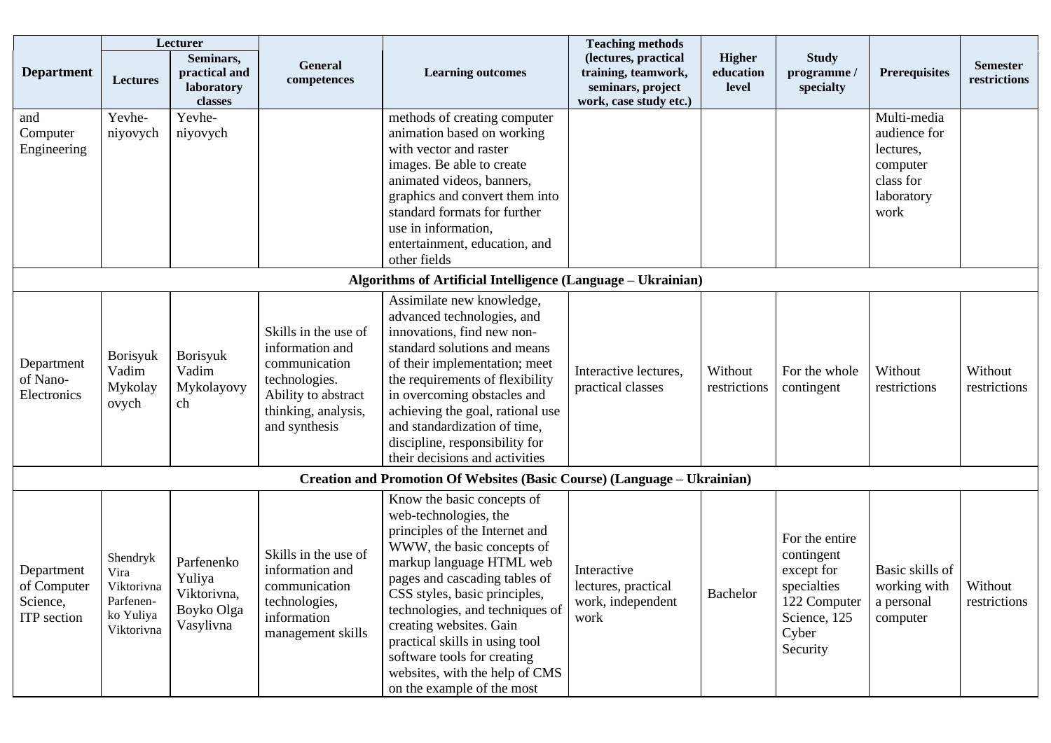| Department | Lecturer | | General competences | Learning outcomes | Teaching methods (lectures, practical training, teamwork, seminars, project work, case study etc.) | Higher education level | Study programme / specialty | Prerequisites | Semester restrictions |
|---|---|---|---|---|---|---|---|---|---|
| | Lectures | Seminars, practical and laboratory classes | | | | | | | |
| and Computer Engineering | Yevhe-niyovych | Yevhe-niyovych | | methods of creating computer animation based on working with vector and raster images. Be able to create animated videos, banners, graphics and convert them into standard formats for further use in information, entertainment, education, and other fields | | | | Multi-media audience for lectures, computer class for laboratory work | |
| **Algorithms of Artificial Intelligence (Language – Ukrainian)** | | | | | | | | | |
| Department of Nano-Electronics | Borisyuk Vadim Mykolayovych | Borisyuk Vadim Mykolayovych | Skills in the use of information and communication technologies. Ability to abstract thinking, analysis, and synthesis | Assimilate new knowledge, advanced technologies, and innovations, find new non-standard solutions and means of their implementation; meet the requirements of flexibility in overcoming obstacles and achieving the goal, rational use and standardization of time, discipline, responsibility for their decisions and activities | Interactive lectures, practical classes | Without restrictions | For the whole contingent | Without restrictions | Without restrictions |
| **Creation and Promotion Of Websites (Basic Course) (Language – Ukrainian)** | | | | | | | | | |
| Department of Computer Science, ITP section | Shendryk Vira Viktorivna Parfenenko Yuliya Viktorivna | Parfenenko Yuliya Viktorivna, Boyko Olga Vasylivna | Skills in the use of information and communication technologies, information management skills | Know the basic concepts of web-technologies, the principles of the Internet and WWW, the basic concepts of markup language HTML web pages and cascading tables of CSS styles, basic principles, technologies, and techniques of creating websites. Gain practical skills in using tool software tools for creating websites, with the help of CMS on the example of the most | Interactive lectures, practical work, independent work | Bachelor | For the entire contingent except for specialties 122 Computer Science, 125 Cyber Security | Basic skills of working with a personal computer | Without restrictions |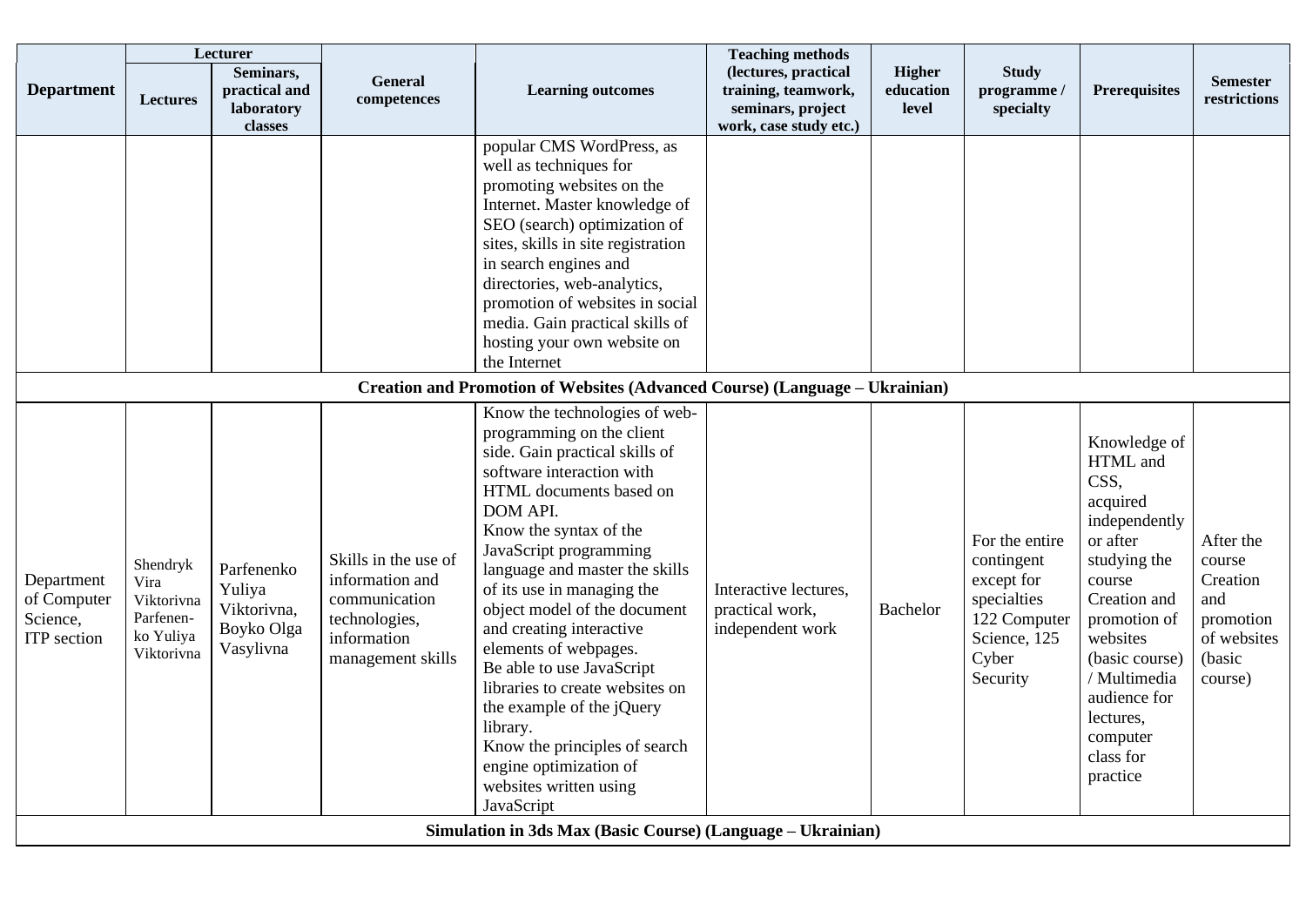| Department | Lecturer | | General competences | Learning outcomes | Teaching methods (lectures, practical training, teamwork, seminars, project work, case study etc.) | Higher education level | Study programme / specialty | Prerequisites | Semester restrictions |
|---|---|---|---|---|---|---|---|---|---|
| | Lectures | Seminars, practical and laboratory classes | | | | | | | |
| | | | | popular CMS WordPress, as well as techniques for promoting websites on the Internet. Master knowledge of SEO (search) optimization of sites, skills in site registration in search engines and directories, web-analytics, promotion of websites in social media. Gain practical skills of hosting your own website on the Internet | | | | | |
| **Creation and Promotion of Websites (Advanced Course) (Language – Ukrainian)** | | | | | | | | | |
| Department of Computer Science, ITP section | Shendryk Vira Viktorivna Parfenenko Yuliya Viktorivna | Parfenenko Yuliya Viktorivna, Boyko Olga Vasylivna | Skills in the use of information and communication technologies, information management skills | Know the technologies of web-programming on the client side. Gain practical skills of software interaction with HTML documents based on DOM API. Know the syntax of the JavaScript programming language and master the skills of its use in managing the object model of the document and creating interactive elements of webpages. Be able to use JavaScript libraries to create websites on the example of the jQuery library. Know the principles of search engine optimization of websites written using JavaScript | Interactive lectures, practical work, independent work | Bachelor | For the entire contingent except for specialties 122 Computer Science, 125 Cyber Security | Knowledge of HTML and CSS, acquired independently or after studying the course Creation and promotion of websites (basic course) / Multimedia audience for lectures, computer class for practice | After the course Creation and promotion of websites (basic course) |
| **Simulation in 3ds Max (Basic Course) (Language – Ukrainian)** | | | | | | | | | |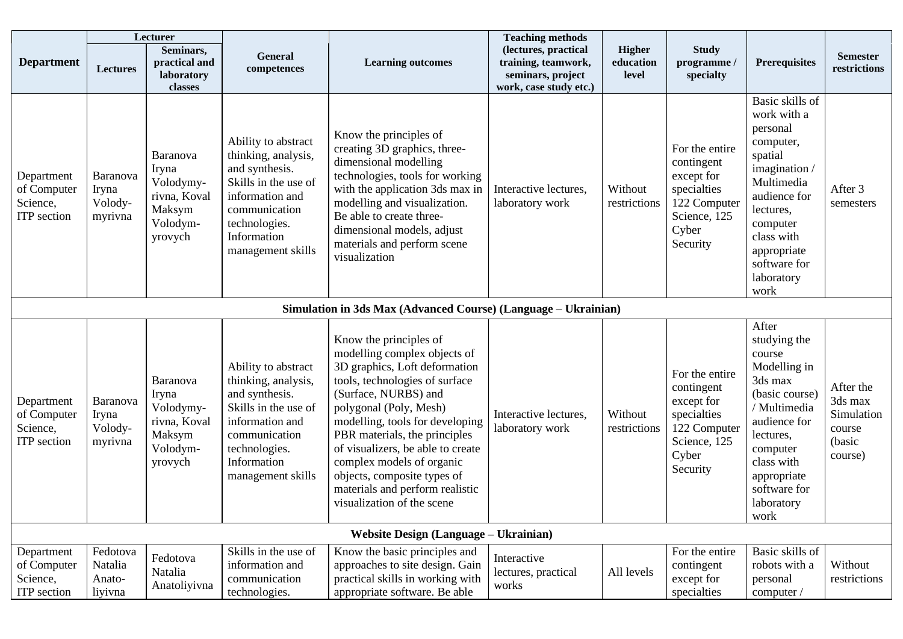| Department | Lecturer | | General competences | Learning outcomes | Teaching methods (lectures, practical training, teamwork, seminars, project work, case study etc.) | Higher education level | Study programme / specialty | Prerequisites | Semester restrictions |
|---|---|---|---|---|---|---|---|---|---|
| | Lectures | Seminars, practical and laboratory classes | | | | | | | |
| Department of Computer Science, ITP section | Baranova Iryna Volody-myrivna | Baranova Iryna Volodymy-rivna, Koval Maksym Volodym-yrovych | Ability to abstract thinking, analysis, and synthesis. Skills in the use of information and communication technologies. Information management skills | Know the principles of creating 3D graphics, three-dimensional modelling technologies, tools for working with the application 3ds max in modelling and visualization. Be able to create three-dimensional models, adjust materials and perform scene visualization | Interactive lectures, laboratory work | Without restrictions | For the entire contingent except for specialties 122 Computer Science, 125 Cyber Security | Basic skills of work with a personal computer, spatial imagination / Multimedia audience for lectures, computer class with appropriate software for laboratory work | After 3 semesters |
| **Simulation in 3ds Max (Advanced Course) (Language – Ukrainian)** | | | | | | | | | |
| Department of Computer Science, ITP section | Baranova Iryna Volody-myrivna | Baranova Iryna Volodymy-rivna, Koval Maksym Volodym-yrovych | Ability to abstract thinking, analysis, and synthesis. Skills in the use of information and communication technologies. Information management skills | Know the principles of modelling complex objects of 3D graphics, Loft deformation tools, technologies of surface (Surface, NURBS) and polygonal (Poly, Mesh) modelling, tools for developing PBR materials, the principles of visualizers, be able to create complex models of organic objects, composite types of materials and perform realistic visualization of the scene | Interactive lectures, laboratory work | Without restrictions | For the entire contingent except for specialties 122 Computer Science, 125 Cyber Security | After studying the course Modelling in 3ds max (basic course) / Multimedia audience for lectures, computer class with appropriate software for laboratory work | After the 3ds max Simulation course (basic course) |
| **Website Design (Language – Ukrainian)** | | | | | | | | | |
| Department of Computer Science, ITP section | Fedotova Natalia Anato-liyivna | Fedotova Natalia Anatoliyivna | Skills in the use of information and communication technologies. | Know the basic principles and approaches to site design. Gain practical skills in working with appropriate software. Be able | Interactive lectures, practical works | All levels | For the entire contingent except for specialties | Basic skills of robots with a personal computer / | Without restrictions |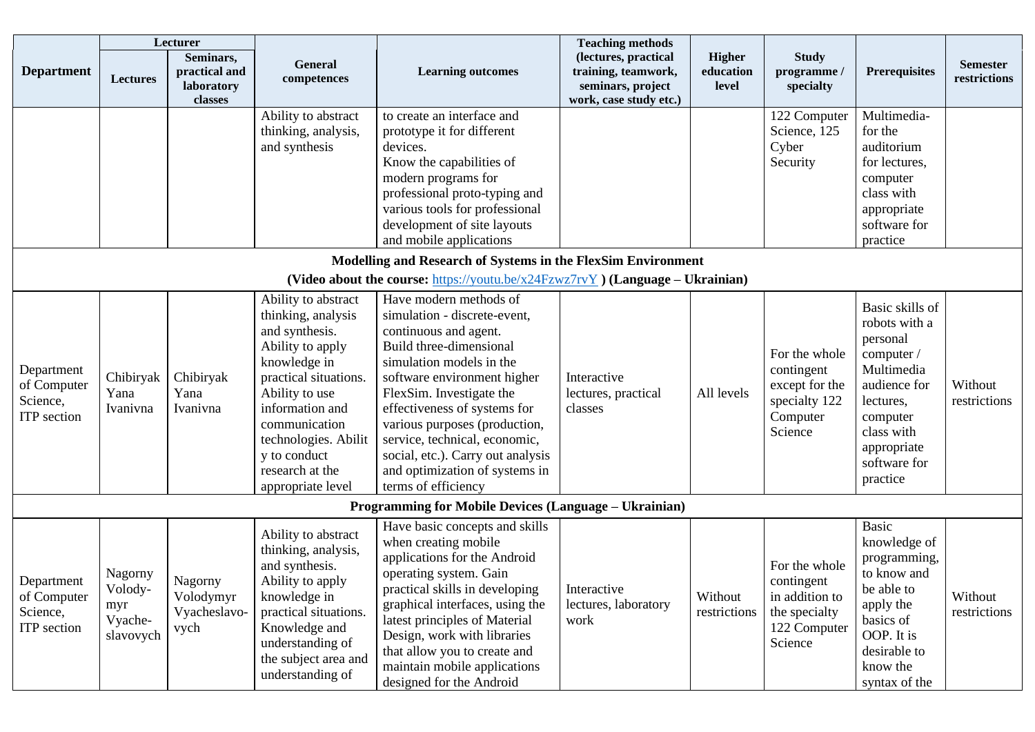| Department | Lecturer | | General competences | Learning outcomes | Teaching methods (lectures, practical training, teamwork, seminars, project work, case study etc.) | Higher education level | Study programme / specialty | Prerequisites | Semester restrictions |
|---|---|---|---|---|---|---|---|---|---|
| | Lectures | Seminars, practical and laboratory classes | | | | | | | |
| | | | Ability to abstract thinking, analysis, and synthesis | to create an interface and prototype it for different devices. Know the capabilities of modern programs for professional proto-typing and various tools for professional development of site layouts and mobile applications | | | 122 Computer Science, 125 Cyber Security | Multimedia-for the auditorium for lectures, computer class with appropriate software for practice | |
| **Modelling and Research of Systems in the FlexSim Environment (Video about the course: [https://youtu.be/x24Fzwz7rvY](https://youtu.be/x24Fzwz7rvY) ) (Language – Ukrainian)** | | | | | | | | | |
| Department of Computer Science, ITP section | Chibiryak Yana Ivanivna | Chibiryak Yana Ivanivna | Ability to abstract thinking, analysis and synthesis. Ability to apply knowledge in practical situations. Ability to use information and communication technologies. Ability to conduct research at the appropriate level | Have modern methods of simulation - discrete-event, continuous and agent. Build three-dimensional simulation models in the software environment higher FlexSim. Investigate the effectiveness of systems for various purposes (production, service, technical, economic, social, etc.). Carry out analysis and optimization of systems in terms of efficiency | Interactive lectures, practical classes | All levels | For the whole contingent except for the specialty 122 Computer Science | Basic skills of robots with a personal computer / Multimedia audience for lectures, computer class with appropriate software for practice | Without restrictions |
| **Programming for Mobile Devices (Language – Ukrainian)** | | | | | | | | | |
| Department of Computer Science, ITP section | Nagorny Volodymyr Vyacheslavovych | Nagorny Volodymyr Vyacheslavovych | Ability to abstract thinking, analysis, and synthesis. Ability to apply knowledge in practical situations. Knowledge and understanding of the subject area and understanding of | Have basic concepts and skills when creating mobile applications for the Android operating system. Gain practical skills in developing graphical interfaces, using the latest principles of Material Design, work with libraries that allow you to create and maintain mobile applications designed for the Android | Interactive lectures, laboratory work | Without restrictions | For the whole contingent in addition to the specialty 122 Computer Science | Basic knowledge of programming, to know and be able to apply the basics of OOP. It is desirable to know the syntax of the | Without restrictions |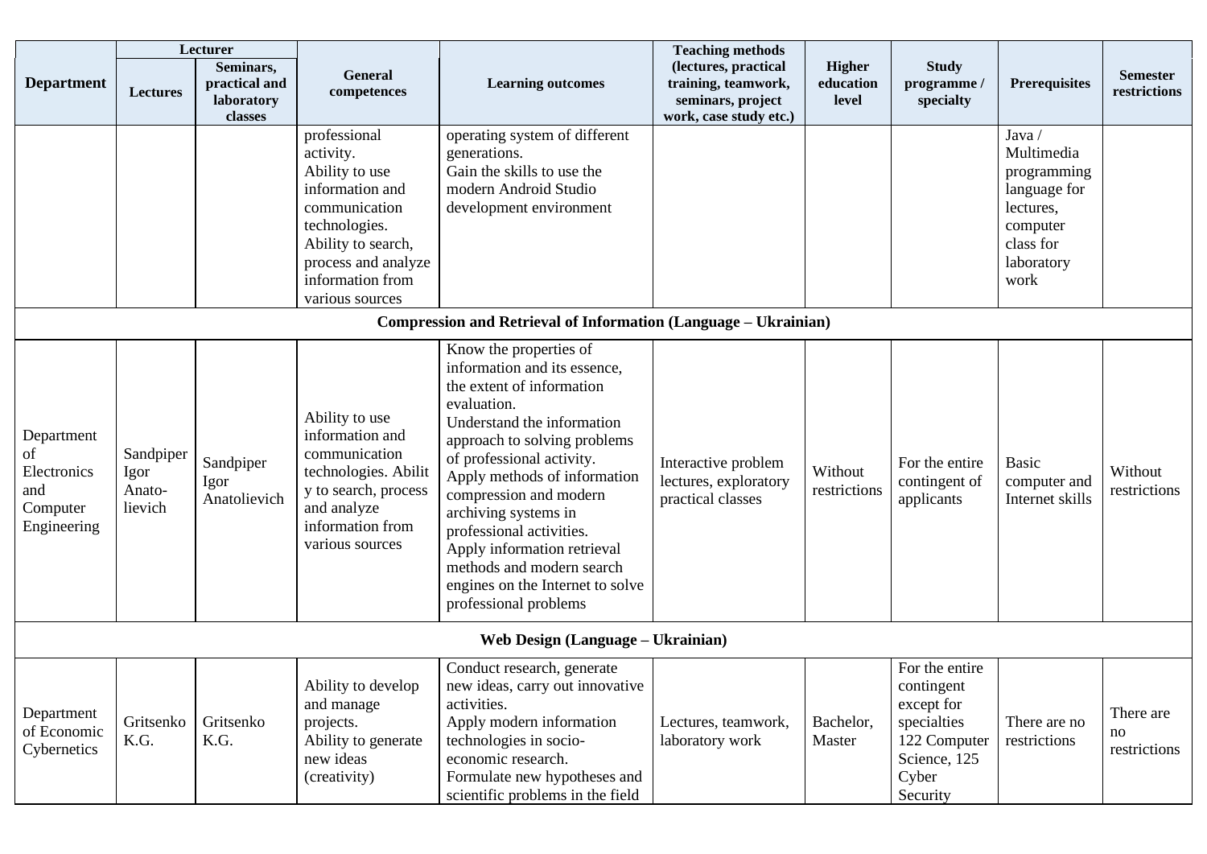| Department | Lecturer | | General competences | Learning outcomes | Teaching methods (lectures, practical training, teamwork, seminars, project work, case study etc.) | Higher education level | Study programme / specialty | Prerequisites | Semester restrictions |
|---|---|---|---|---|---|---|---|---|---|
| | Lectures | Seminars, practical and laboratory classes | | | | | | | |
| | | | professional activity. Ability to use information and communication technologies. Ability to search, process and analyze information from various sources | operating system of different generations. Gain the skills to use the modern Android Studio development environment | | | | Java / Multimedia programming language for lectures, computer class for laboratory work | |
| **Compression and Retrieval of Information (Language – Ukrainian)** | | | | | | | | | |
| Department of Electronics and Computer Engineering | Sandpiper Igor Anato-lievich | Sandpiper Igor Anatolievich | Ability to use information and communication technologies. Ability to search, process and analyze information from various sources | Know the properties of information and its essence, the extent of information evaluation. Understand the information approach to solving problems of professional activity. Apply methods of information compression and modern archiving systems in professional activities. Apply information retrieval methods and modern search engines on the Internet to solve professional problems | Interactive problem lectures, exploratory practical classes | Without restrictions | For the entire contingent of applicants | Basic computer and Internet skills | Without restrictions |
| **Web Design (Language – Ukrainian)** | | | | | | | | | |
| Department of Economic Cybernetics | Gritsenko K.G. | Gritsenko K.G. | Ability to develop and manage projects. Ability to generate new ideas (creativity) | Conduct research, generate new ideas, carry out innovative activities. Apply modern information technologies in socio-economic research. Formulate new hypotheses and scientific problems in the field | Lectures, teamwork, laboratory work | Bachelor, Master | For the entire contingent except for specialties 122 Computer Science, 125 Cyber Security | There are no restrictions | There are no restrictions |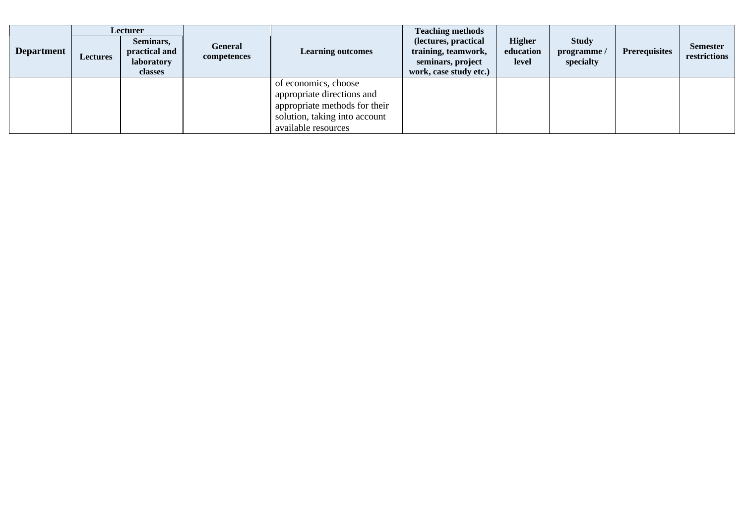| Department | Lecturer | | General competences | Learning outcomes | Teaching methods (lectures, practical training, teamwork, seminars, project work, case study etc.) | Higher education level | Study programme / specialty | Prerequisites | Semester restrictions |
|---|---|---|---|---|---|---|---|---|---|
| | Lectures | Seminars, practical and laboratory classes | | | | | | | |
| | | | | of economics, choose appropriate directions and appropriate methods for their solution, taking into account available resources | | | | | |